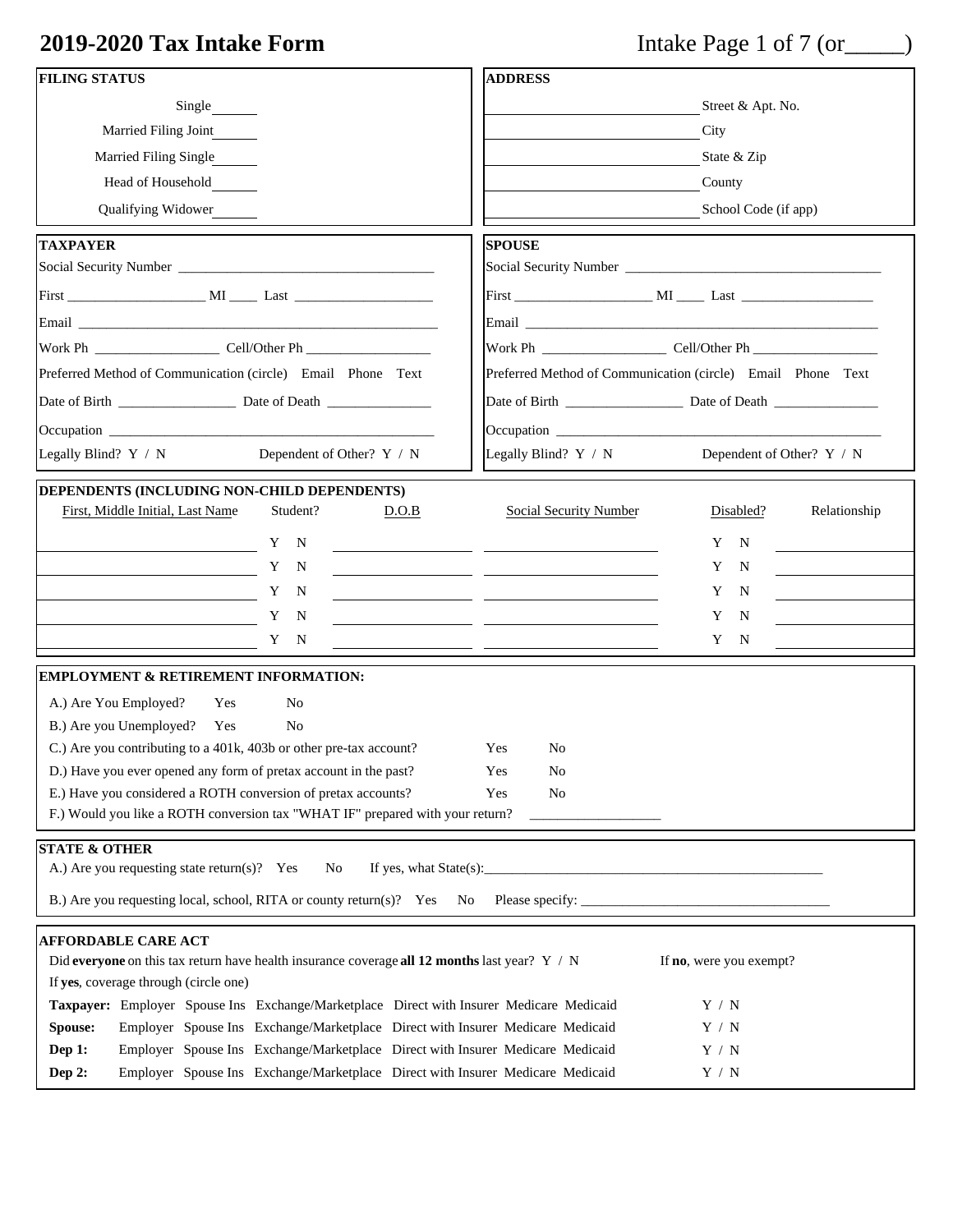# 2019-2020 Tax Intake Form

Intake Page 1 of 7 (or_____)

| FILING STATUS | |
|---|---|
| Single | ______ |
| Married Filing Joint | ______ |
| Married Filing Single | ______ |
| Head of Household | ______ |
| Qualifying Widower | ______ |

| ADDRESS | |
|---|---|
| ______________________ | Street & Apt. No. |
| ______________________ | City |
| ______________________ | State & Zip |
| ______________________ | County |
| ______________________ | School Code (if app) |

## TAXPAYER

Social Security Number ___________________________________

First ____________________ MI ____ Last ____________________

Email ____________________________________________________

Work Ph __________________ Cell/Other Ph __________________

Preferred Method of Communication (circle) Email Phone Text

Date of Birth _________________ Date of Death _______________

Occupation _______________________________________________

Legally Blind? Y / N Dependent of Other? Y / N

## SPOUSE

Social Security Number ___________________________________

First ____________________ MI ____ Last ____________________

Email ____________________________________________________

Work Ph __________________ Cell/Other Ph __________________

Preferred Method of Communication (circle) Email Phone Text

Date of Birth _________________ Date of Death _______________

Occupation _______________________________________________

Legally Blind? Y / N Dependent of Other? Y / N

## DEPENDENTS (INCLUDING NON-CHILD DEPENDENTS)

| First, Middle Initial, Last Name | Student? | D.O.B | Social Security Number | Disabled? | Relationship |
|---|---|---|---|---|---|
| | Y N | | | Y N | |
| | Y N | | | Y N | |
| | Y N | | | Y N | |
| | Y N | | | Y N | |
| | Y N | | | Y N | |

## EMPLOYMENT & RETIREMENT INFORMATION:

A.) Are You Employed? Yes No

B.) Are you Unemployed? Yes No

C.) Are you contributing to a 401k, 403b or other pre-tax account? Yes No

D.) Have you ever opened any form of pretax account in the past? Yes No

E.) Have you considered a ROTH conversion of pretax accounts? Yes No

F.) Would you like a ROTH conversion tax "WHAT IF" prepared with your return? ___________________

## STATE & OTHER

A.) Are you requesting state return(s)? Yes No If yes, what State(s):_______________________________________________

B.) Are you requesting local, school, RITA or county return(s)? Yes No Please specify: ___________________________________

## AFFORDABLE CARE ACT

Did **everyone** on this tax return have health insurance coverage **all 12 months** last year? Y / N

If **yes**, coverage through (circle one)

If **no**, were you exempt?

| | Coverage | Exempt? |
|---|---|---|
| **Taxpayer:** | Employer Spouse Ins Exchange/Marketplace Direct with Insurer Medicare Medicaid | Y / N |
| **Spouse:** | Employer Spouse Ins Exchange/Marketplace Direct with Insurer Medicare Medicaid | Y / N |
| **Dep 1:** | Employer Spouse Ins Exchange/Marketplace Direct with Insurer Medicare Medicaid | Y / N |
| **Dep 2:** | Employer Spouse Ins Exchange/Marketplace Direct with Insurer Medicare Medicaid | Y / N |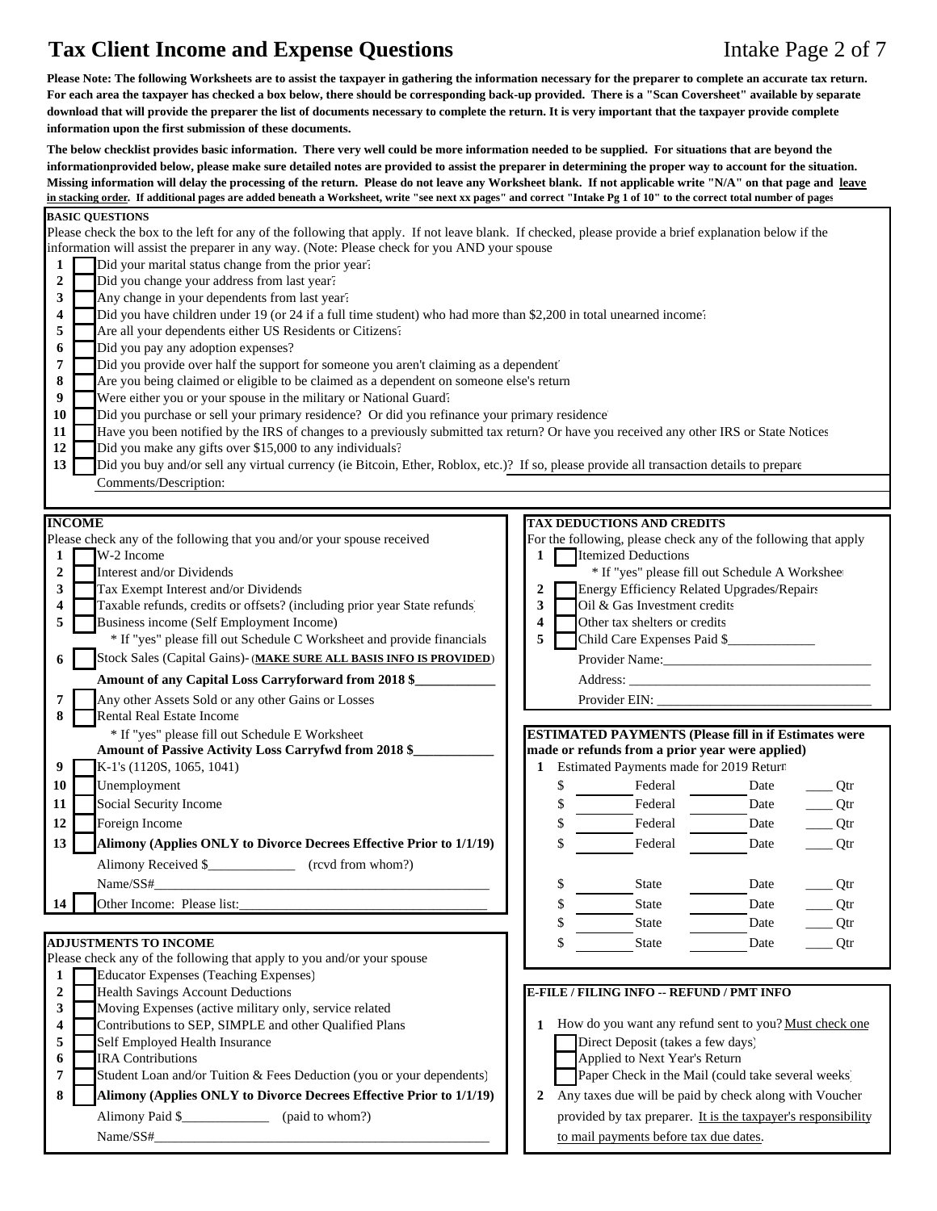# Tax Client Income and Expense Questions

Intake Page 2 of 7

**Please Note: The following Worksheets are to assist the taxpayer in gathering the information necessary for the preparer to complete an accurate tax return. For each area the taxpayer has checked a box below, there should be corresponding back-up provided. There is a "Scan Coversheet" available by separate download that will provide the preparer the list of documents necessary to complete the return. It is very important that the taxpayer provide complete information upon the first submission of these documents.**

**The below checklist provides basic information. There very well could be more information needed to be supplied. For situations that are beyond the informationprovided below, please make sure detailed notes are provided to assist the preparer in determining the proper way to account for the situation. Missing information will delay the processing of the return. Please do not leave any Worksheet blank. If not applicable write "N/A" on that page and <u>leave in stacking order</u>. If additional pages are added beneath a Worksheet, write "see next xx pages" and correct "Intake Pg 1 of 10" to the correct total number of pages**

## BASIC QUESTIONS

Please check the box to the left for any of the following that apply. If not leave blank. If checked, please provide a brief explanation below if the information will assist the preparer in any way. (Note: Please check for you AND your spouse

1. ☐ Did your marital status change from the prior year?
2. ☐ Did you change your address from last year?
3. ☐ Any change in your dependents from last year?
4. ☐ Did you have children under 19 (or 24 if a full time student) who had more than $2,200 in total unearned income?
5. ☐ Are all your dependents either US Residents or Citizens?
6. ☐ Did you pay any adoption expenses?
7. ☐ Did you provide over half the support for someone you aren't claiming as a dependent
8. ☐ Are you being claimed or eligible to be claimed as a dependent on someone else's return
9. ☐ Were either you or your spouse in the military or National Guard?
10. ☐ Did you purchase or sell your primary residence? Or did you refinance your primary residence
11. ☐ Have you been notified by the IRS of changes to a previously submitted tax return? Or have you received any other IRS or State Notices
12. ☐ Did you make any gifts over $15,000 to any individuals?
13. ☐ Did you buy and/or sell any virtual currency (ie Bitcoin, Ether, Roblox, etc.)? If so, please provide all transaction details to prepare

Comments/Description:

## INCOME

Please check any of the following that you and/or your spouse received

1. ☐ W-2 Income
2. ☐ Interest and/or Dividends
3. ☐ Tax Exempt Interest and/or Dividends
4. ☐ Taxable refunds, credits or offsets? (including prior year State refunds)
5. ☐ Business income (Self Employment Income)
   * If "yes" please fill out Schedule C Worksheet and provide financials
6. ☐ Stock Sales (Capital Gains)- (**<u>MAKE SURE ALL BASIS INFO IS PROVIDED</u>**)
   **Amount of any Capital Loss Carryforward from 2018 $____________**
7. ☐ Any other Assets Sold or any other Gains or Losses
8. ☐ Rental Real Estate Income
   * If "yes" please fill out Schedule E Worksheet
   **Amount of Passive Activity Loss Carryfwd from 2018 $____________**
9. ☐ K-1's (1120S, 1065, 1041)
10. ☐ Unemployment
11. ☐ Social Security Income
12. ☐ Foreign Income
13. ☐ **Alimony (Applies ONLY to Divorce Decrees Effective Prior to 1/1/19)**
    Alimony Received $_____________ (rcvd from whom?)
    Name/SS#__________________________________________
14. ☐ Other Income: Please list:____________________________________

## ADJUSTMENTS TO INCOME

Please check any of the following that apply to you and/or your spouse

1. ☐ Educator Expenses (Teaching Expenses)
2. ☐ Health Savings Account Deductions
3. ☐ Moving Expenses (active military only, service related
4. ☐ Contributions to SEP, SIMPLE and other Qualified Plans
5. ☐ Self Employed Health Insurance
6. ☐ IRA Contributions
7. ☐ Student Loan and/or Tuition & Fees Deduction (you or your dependents)
8. ☐ **Alimony (Applies ONLY to Divorce Decrees Effective Prior to 1/1/19)**
   Alimony Paid $_____________ (paid to whom?)
   Name/SS#__________________________________________

## TAX DEDUCTIONS AND CREDITS

For the following, please check any of the following that apply

1. ☐ Itemized Deductions
   * If "yes" please fill out Schedule A Worksheet
2. ☐ Energy Efficiency Related Upgrades/Repairs
3. ☐ Oil & Gas Investment credits
4. ☐ Other tax shelters or credits
5. ☐ Child Care Expenses Paid $_____________
   Provider Name:_______________________________
   Address: ___________________________________
   Provider EIN: _______________________________

## ESTIMATED PAYMENTS (Please fill in if Estimates were made or refunds from a prior year were applied)

1 Estimated Payments made for 2019 Return

| Amount | Type | Date | Qtr |
|---|---|---|---|
| $ ________ | Federal | ________ Date | ____ Qtr |
| $ ________ | Federal | ________ Date | ____ Qtr |
| $ ________ | Federal | ________ Date | ____ Qtr |
| $ ________ | Federal | ________ Date | ____ Qtr |
| $ ________ | State | ________ Date | ____ Qtr |
| $ ________ | State | ________ Date | ____ Qtr |
| $ ________ | State | ________ Date | ____ Qtr |
| $ ________ | State | ________ Date | ____ Qtr |

## E-FILE / FILING INFO -- REFUND / PMT INFO

1. How do you want any refund sent to you? <u>Must check one</u>
   - ☐ Direct Deposit (takes a few days)
   - ☐ Applied to Next Year's Return
   - ☐ Paper Check in the Mail (could take several weeks)
2. Any taxes due will be paid by check along with Voucher provided by tax preparer. <u>It is the taxpayer's responsibility to mail payments before tax due dates</u>.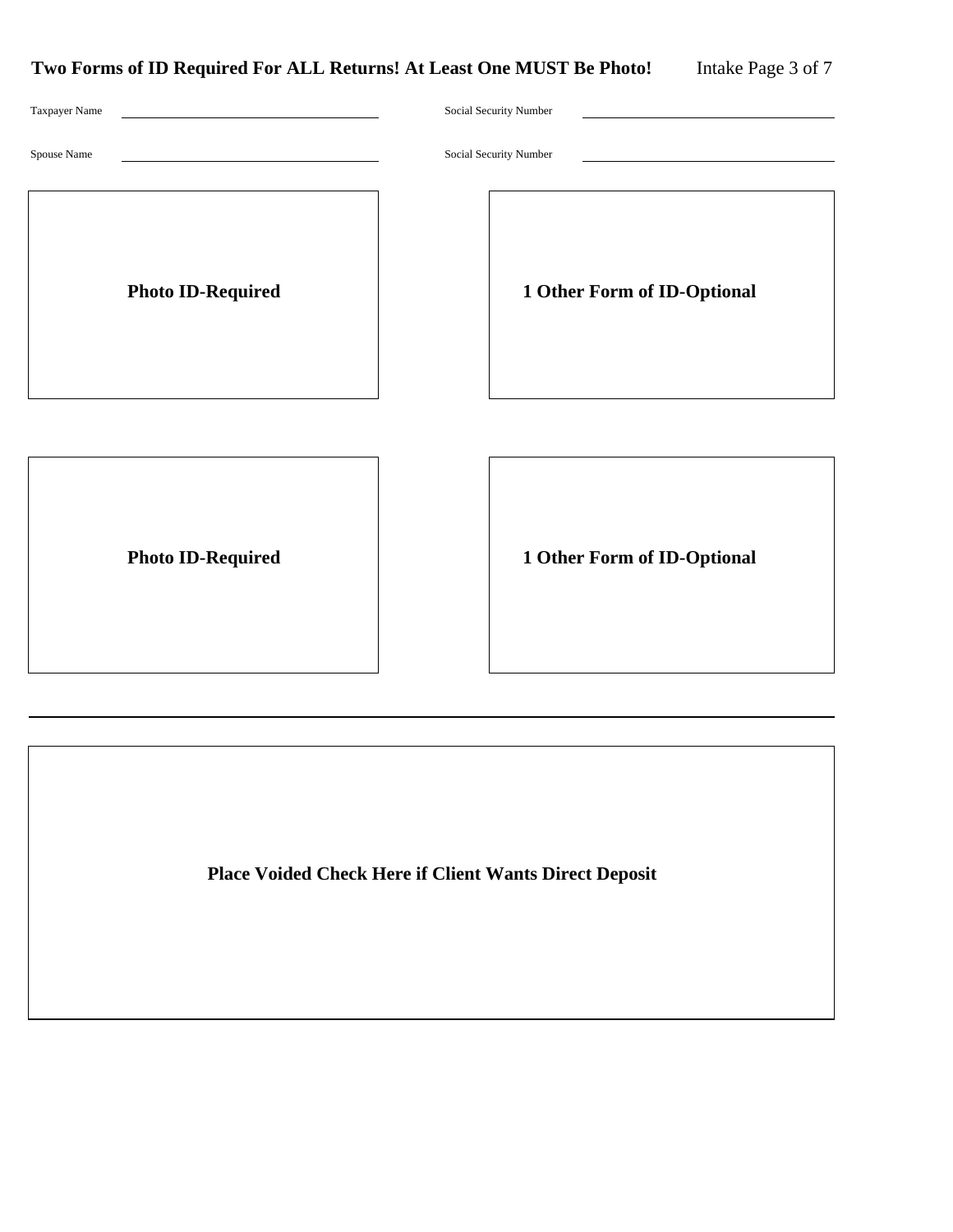**Two Forms of ID Required For ALL Returns! At Least One MUST Be Photo!**

Taxpayer Name ______________________ Social Security Number ______________________

Spouse Name ______________________ Social Security Number ______________________

| Photo ID-Required | 1 Other Form of ID-Optional |
| --- | --- |
| | |

| Photo ID-Required | 1 Other Form of ID-Optional |
| --- | --- |
| | |

---

**Place Voided Check Here if Client Wants Direct Deposit**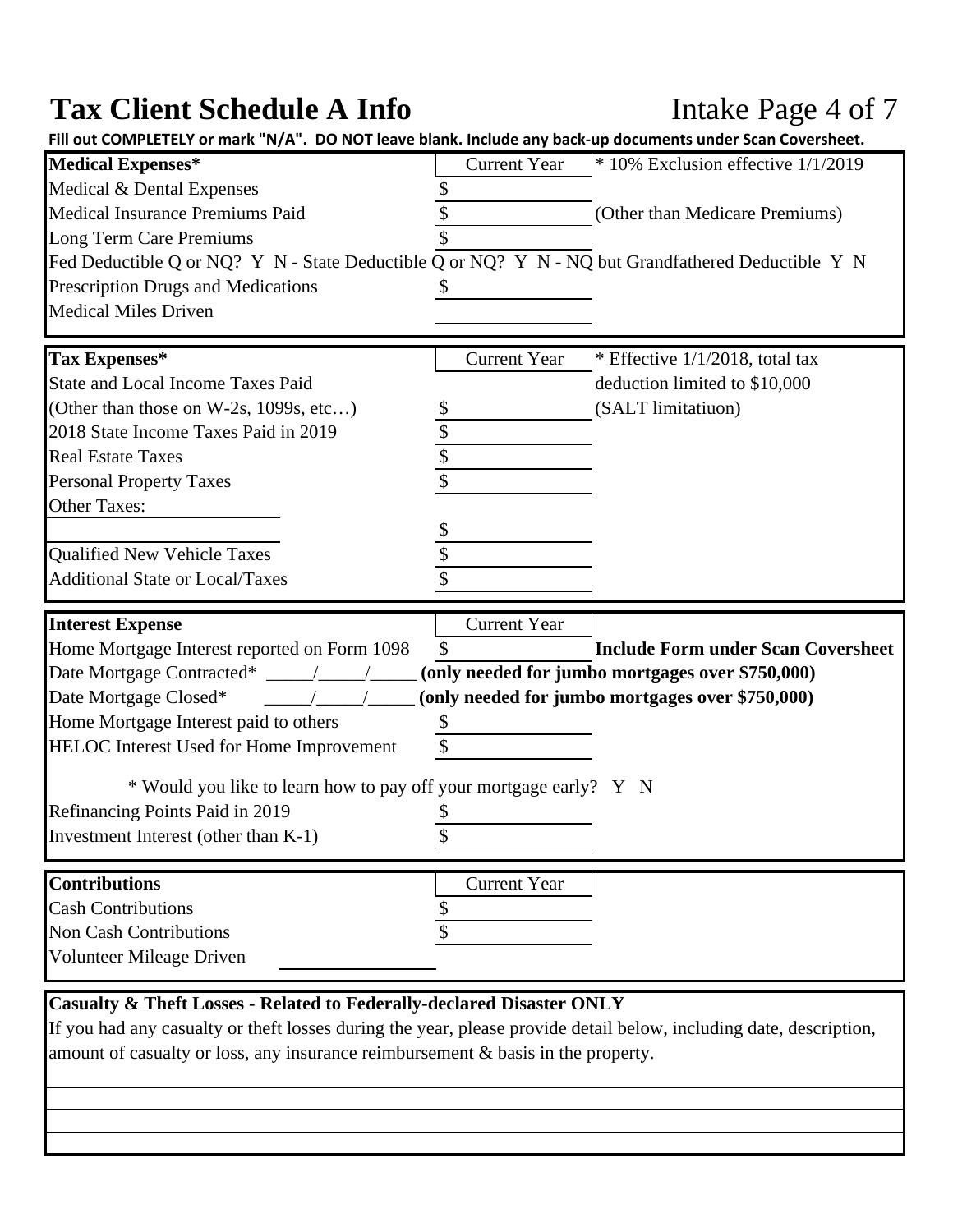# Tax Client Schedule A Info

Intake Page 4 of 7

**Fill out COMPLETELY or mark "N/A". DO NOT leave blank. Include any back-up documents under Scan Coversheet.**

| **Medical Expenses*** | Current Year | * 10% Exclusion effective 1/1/2019 |
|---|---|---|
| Medical & Dental Expenses | $ | |
| Medical Insurance Premiums Paid | $ | (Other than Medicare Premiums) |
| Long Term Care Premiums | $ | |
| Fed Deductible Q or NQ? Y N - State Deductible Q or NQ? Y N - NQ but Grandfathered Deductible Y N | | |
| Prescription Drugs and Medications | $ | |
| Medical Miles Driven | | |

| **Tax Expenses*** | Current Year | * Effective 1/1/2018, total tax deduction limited to $10,000 (SALT limitatiuon) |
|---|---|---|
| State and Local Income Taxes Paid (Other than those on W-2s, 1099s, etc…) | $ | |
| 2018 State Income Taxes Paid in 2019 | $ | |
| Real Estate Taxes | $ | |
| Personal Property Taxes | $ | |
| Other Taxes: ______________ | $ | |
| Qualified New Vehicle Taxes | $ | |
| Additional State or Local/Taxes | $ | |

| **Interest Expense** | Current Year | |
|---|---|---|
| Home Mortgage Interest reported on Form 1098 | $ | **Include Form under Scan Coversheet** |
| Date Mortgage Contracted* _____/_____/_____ | | **(only needed for jumbo mortgages over $750,000)** |
| Date Mortgage Closed* _____/_____/_____ | | **(only needed for jumbo mortgages over $750,000)** |
| Home Mortgage Interest paid to others | $ | |
| HELOC Interest Used for Home Improvement | $ | |
| * Would you like to learn how to pay off your mortgage early? Y N | | |
| Refinancing Points Paid in 2019 | $ | |
| Investment Interest (other than K-1) | $ | |

| **Contributions** | Current Year |
|---|---|
| Cash Contributions | $ |
| Non Cash Contributions | $ |
| Volunteer Mileage Driven ______________ | |

**Casualty & Theft Losses - Related to Federally-declared Disaster ONLY**

If you had any casualty or theft losses during the year, please provide detail below, including date, description, amount of casualty or loss, any insurance reimbursement & basis in the property.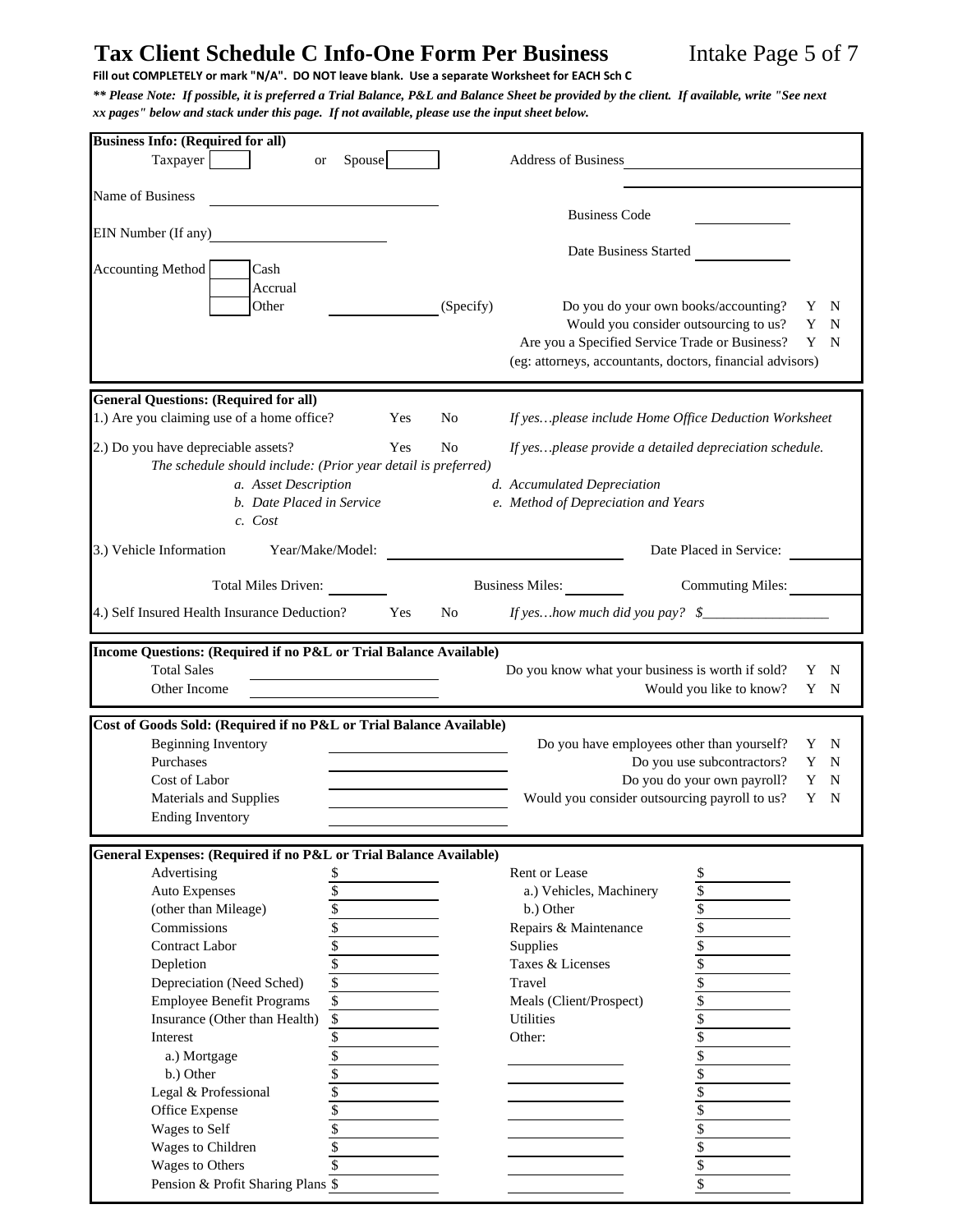# Tax Client Schedule C Info-One Form Per Business

**Fill out COMPLETELY or mark "N/A". DO NOT leave blank. Use a separate Worksheet for EACH Sch C**

***\** Please Note: If possible, it is preferred a Trial Balance, P&L and Balance Sheet be provided by the client. If available, write "See next xx pages" below and stack under this page. If not available, please use the input sheet below.***

## Business Info: (Required for all)

Taxpayer ☐ or Spouse ☐

Address of Business ____________________

____________________

Name of Business ____________________

Business Code ____________

EIN Number (If any) ____________________

Date Business Started ____________

Accounting Method
- ☐ Cash
- ☐ Accrual
- ☐ Other ____________ (Specify)

Do you do your own books/accounting? Y N

Would you consider outsourcing to us? Y N

Are you a Specified Service Trade or Business? Y N

(eg: attorneys, accountants, doctors, financial advisors)

## General Questions: (Required for all)

1.) Are you claiming use of a home office? Yes No *If yes…please include Home Office Deduction Worksheet*

2.) Do you have depreciable assets? Yes No *If yes…please provide a detailed depreciation schedule.*

*The schedule should include: (Prior year detail is preferred)*

- *a. Asset Description*
- *b. Date Placed in Service*
- *c. Cost*
- *d. Accumulated Depreciation*
- *e. Method of Depreciation and Years*

3.) Vehicle Information Year/Make/Model: ____________________ Date Placed in Service: ____________

Total Miles Driven: ________ Business Miles: ________ Commuting Miles: ________

4.) Self Insured Health Insurance Deduction? Yes No *If yes…how much did you pay? $*_________________

## Income Questions: (Required if no P&L or Trial Balance Available)

Total Sales ____________________

Other Income ____________________

Do you know what your business is worth if sold? Y N

Would you like to know? Y N

## Cost of Goods Sold: (Required if no P&L or Trial Balance Available)

Beginning Inventory ____________________

Purchases ____________________

Cost of Labor ____________________

Materials and Supplies ____________________

Ending Inventory ____________________

Do you have employees other than yourself? Y N

Do you use subcontractors? Y N

Do you do your own payroll? Y N

Would you consider outsourcing payroll to us? Y N

## General Expenses: (Required if no P&L or Trial Balance Available)

| Expense | Amount | Expense | Amount |
|---|---|---|---|
| Advertising | $ | Rent or Lease | $ |
| Auto Expenses | $ | a.) Vehicles, Machinery | $ |
| (other than Mileage) | $ | b.) Other | $ |
| Commissions | $ | Repairs & Maintenance | $ |
| Contract Labor | $ | Supplies | $ |
| Depletion | $ | Taxes & Licenses | $ |
| Depreciation (Need Sched) | $ | Travel | $ |
| Employee Benefit Programs | $ | Meals (Client/Prospect) | $ |
| Insurance (Other than Health) | $ | Utilities | $ |
| Interest | $ | Other: | $ |
| a.) Mortgage | $ | ____________ | $ |
| b.) Other | $ | ____________ | $ |
| Legal & Professional | $ | ____________ | $ |
| Office Expense | $ | ____________ | $ |
| Wages to Self | $ | ____________ | $ |
| Wages to Children | $ | ____________ | $ |
| Wages to Others | $ | ____________ | $ |
| Pension & Profit Sharing Plans | $ | ____________ | $ |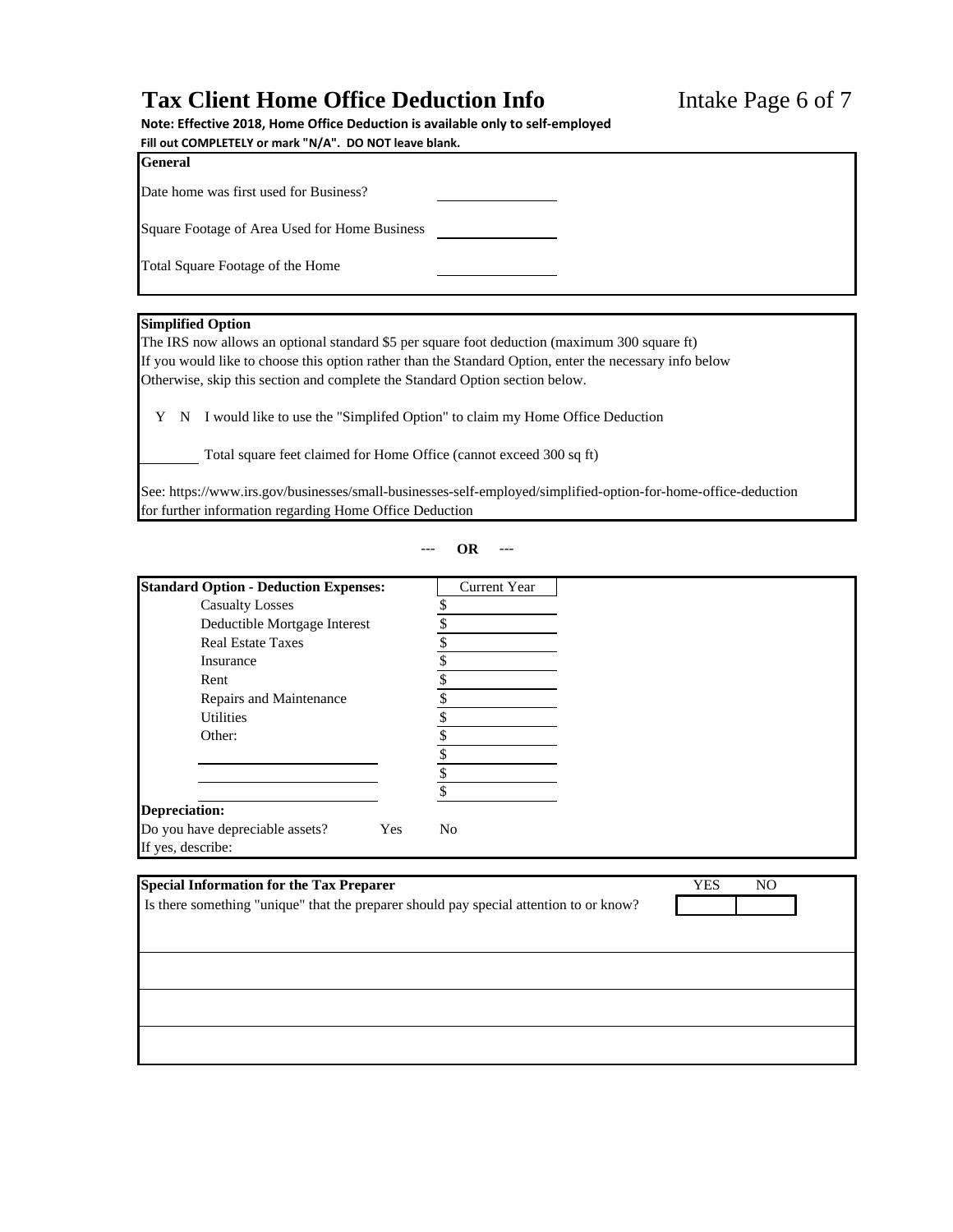# Tax Client Home Office Deduction Info

Intake Page 6 of 7

**Note: Effective 2018, Home Office Deduction is available only to self-employed**

**Fill out COMPLETELY or mark "N/A". DO NOT leave blank.**

## General

Date home was first used for Business? ______________

Square Footage of Area Used for Home Business ______________

Total Square Footage of the Home ______________

## Simplified Option

The IRS now allows an optional standard $5 per square foot deduction (maximum 300 square ft)
If you would like to choose this option rather than the Standard Option, enter the necessary info below
Otherwise, skip this section and complete the Standard Option section below.

Y N I would like to use the "Simplifed Option" to claim my Home Office Deduction

________ Total square feet claimed for Home Office (cannot exceed 300 sq ft)

See: https://www.irs.gov/businesses/small-businesses-self-employed/simplified-option-for-home-office-deduction
for further information regarding Home Office Deduction

--- **OR** ---

| **Standard Option - Deduction Expenses:** | Current Year |
|---|---|
| Casualty Losses | $ |
| Deductible Mortgage Interest | $ |
| Real Estate Taxes | $ |
| Insurance | $ |
| Rent | $ |
| Repairs and Maintenance | $ |
| Utilities | $ |
| Other: | $ |
| ______________ | $ |
| ______________ | $ |
| ______________ | $ |

**Depreciation:**

Do you have depreciable assets? Yes No

If yes, describe:

| **Special Information for the Tax Preparer** | YES | NO |
|---|---|---|
| Is there something "unique" that the preparer should pay special attention to or know? | | |
| | | |
| | | |
| | | |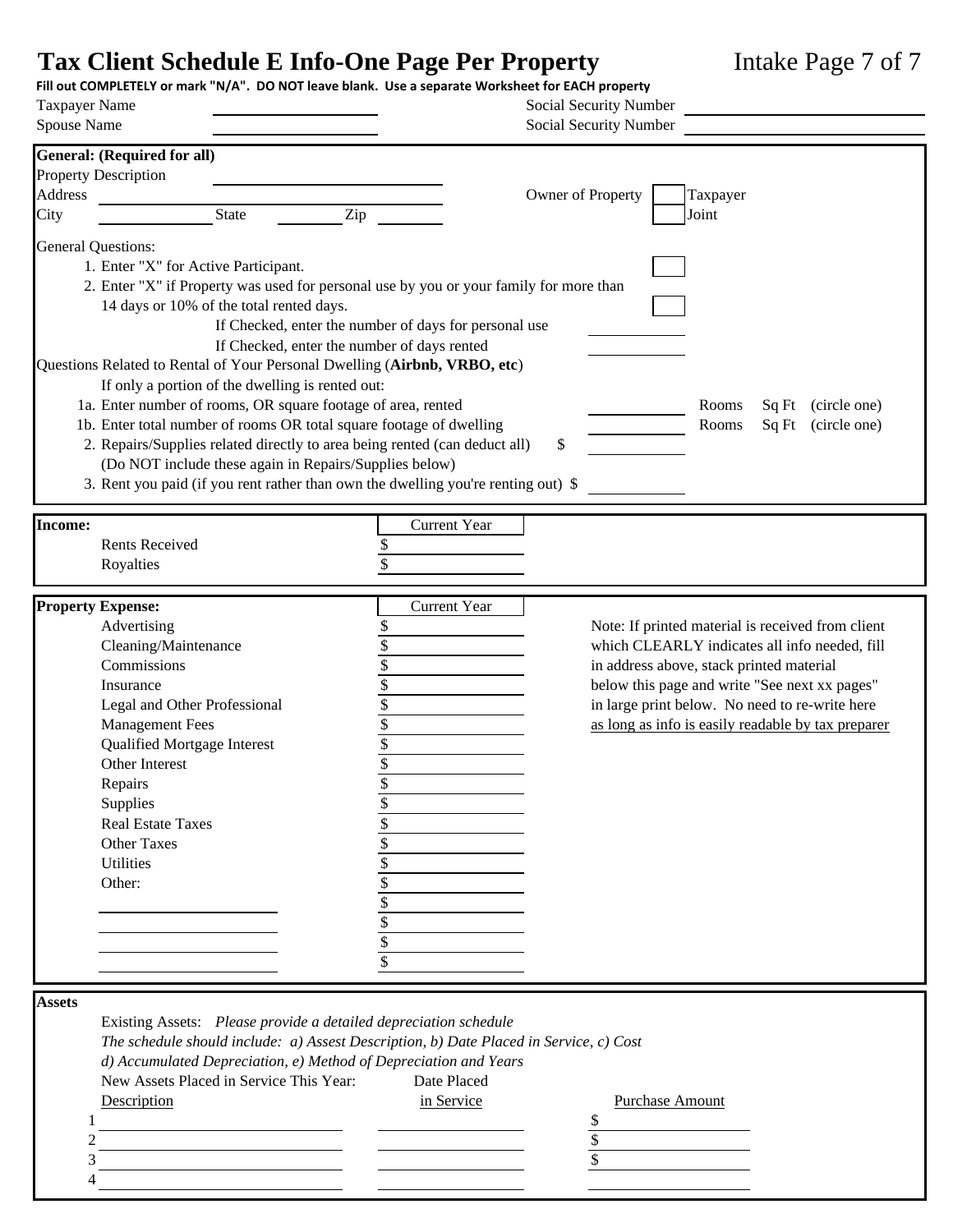# Tax Client Schedule E Info-One Page Per Property

Intake Page 7 of 7

**Fill out COMPLETELY or mark "N/A". DO NOT leave blank. Use a separate Worksheet for EACH property**

| | | | |
|---|---|---|---|
| Taxpayer Name | | Social Security Number | |
| Spouse Name | | Social Security Number | |

**General: (Required for all)**

Property Description \_\_\_\_\_\_\_\_\_\_

Address \_\_\_\_\_\_\_\_\_\_ Owner of Property ☐ Taxpayer ☐ Joint

City \_\_\_\_\_\_\_\_\_\_ State \_\_\_\_\_\_\_\_ Zip \_\_\_\_\_\_\_\_

General Questions:

1. Enter "X" for Active Participant. ☐
2. Enter "X" if Property was used for personal use by you or your family for more than 14 days or 10% of the total rented days. ☐
   - If Checked, enter the number of days for personal use \_\_\_\_\_\_\_\_
   - If Checked, enter the number of days rented \_\_\_\_\_\_\_\_

Questions Related to Rental of Your Personal Dwelling (**Airbnb, VRBO, etc**)

If only a portion of the dwelling is rented out:

- 1a. Enter number of rooms, OR square footage of area, rented \_\_\_\_\_\_\_\_ Rooms Sq Ft (circle one)
- 1b. Enter total number of rooms OR total square footage of dwelling \_\_\_\_\_\_\_\_ Rooms Sq Ft (circle one)
- 2. Repairs/Supplies related directly to area being rented (can deduct all) $ \_\_\_\_\_\_\_\_
  (Do NOT include these again in Repairs/Supplies below)
- 3. Rent you paid (if you rent rather than own the dwelling you're renting out) $ \_\_\_\_\_\_\_\_

| **Income:** | Current Year |
|---|---|
| Rents Received | $ |
| Royalties | $ |

| **Property Expense:** | Current Year |
|---|---|
| Advertising | $ |
| Cleaning/Maintenance | $ |
| Commissions | $ |
| Insurance | $ |
| Legal and Other Professional | $ |
| Management Fees | $ |
| Qualified Mortgage Interest | $ |
| Other Interest | $ |
| Repairs | $ |
| Supplies | $ |
| Real Estate Taxes | $ |
| Other Taxes | $ |
| Utilities | $ |
| Other: | $ |
| | $ |
| | $ |
| | $ |
| | $ |

Note: If printed material is received from client which CLEARLY indicates all info needed, fill in address above, stack printed material below this page and write "See next xx pages" in large print below. No need to re-write here as long as info is easily readable by tax preparer

**Assets**

Existing Assets: *Please provide a detailed depreciation schedule*
*The schedule should include: a) Assest Description, b) Date Placed in Service, c) Cost*
*d) Accumulated Depreciation, e) Method of Depreciation and Years*

New Assets Placed in Service This Year:

| | Description | Date Placed in Service | Purchase Amount |
|---|---|---|---|
| 1 | | | $ |
| 2 | | | $ |
| 3 | | | $ |
| 4 | | | |